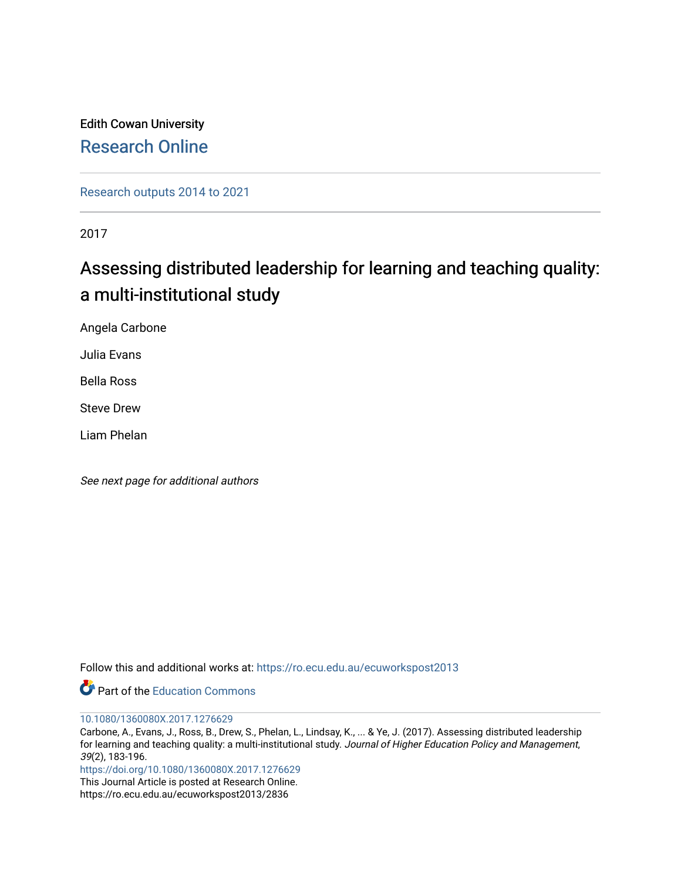Edith Cowan University

## Research Online

Research outputs 2014 to 2021

2017

# Assessing distributed leadership for learning and teaching quality: a multi-institutional study

Angela Carbone

Julia Evans

Bella Ross

Steve Drew

Liam Phelan

*See next page for additional authors*

Follow this and additional works at: https://ro.ecu.edu.au/ecuworkspost2013

Part of the Education Commons

10.1080/1360080X.2017.1276629

Carbone, A., Evans, J., Ross, B., Drew, S., Phelan, L., Lindsay, K., ... & Ye, J. (2017). Assessing distributed leadership for learning and teaching quality: a multi-institutional study. *Journal of Higher Education Policy and Management*, *39*(2), 183-196.

https://doi.org/10.1080/1360080X.2017.1276629

This Journal Article is posted at Research Online.

https://ro.ecu.edu.au/ecuworkspost2013/2836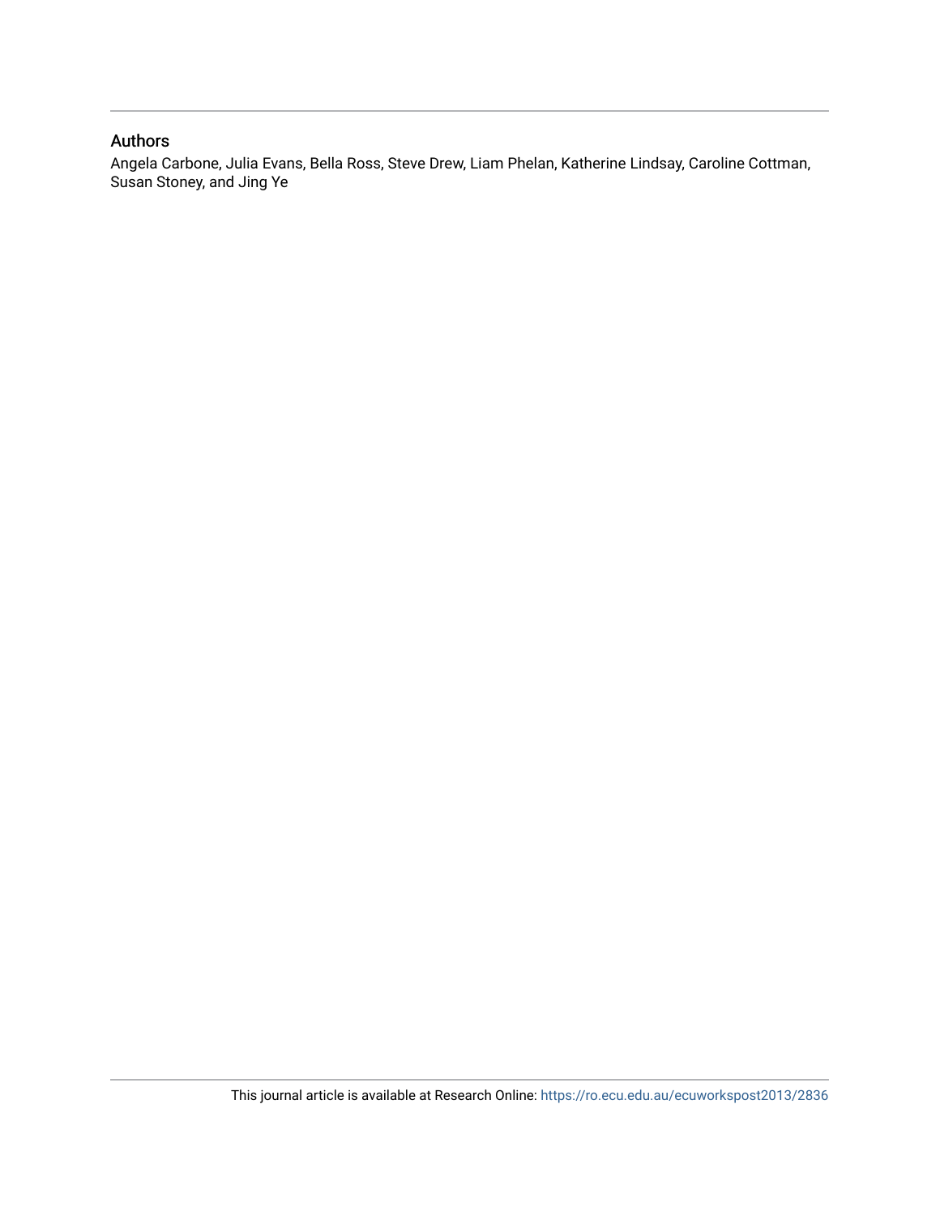## Authors

Angela Carbone, Julia Evans, Bella Ross, Steve Drew, Liam Phelan, Katherine Lindsay, Caroline Cottman, Susan Stoney, and Jing Ye

This journal article is available at Research Online: https://ro.ecu.edu.au/ecuworkspost2013/2836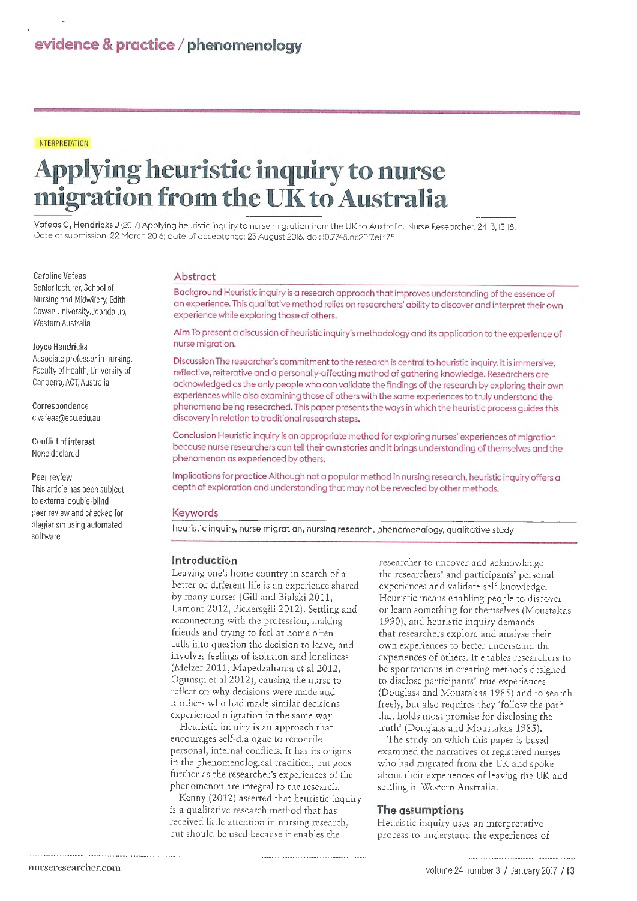evidence & practice / phenomenology

INTERPRETATION

# Applying heuristic inquiry to nurse migration from the UK to Australia

Vafeas C, Hendricks J (2017) Applying heuristic inquiry to nurse migration from the UK to Australia. Nurse Researcher. 24, 3, 13-18.
Date of submission: 22 March 2016; date of acceptance: 23 August 2016. doi: 10.7748.nr.2017.e1475

Caroline Vafeas
Senior lecturer, School of Nursing and Midwifery, Edith Cowan University, Joondalup, Western Australia

Joyce Hendricks
Associate professor in nursing, Faculty of Health, University of Canberra, ACT, Australia

Correspondence
c.vafeas@ecu.edu.au

Conflict of interest
None declared

Peer review
This article has been subject to external double-blind peer review and checked for plagiarism using automated software

## Abstract

**Background** Heuristic inquiry is a research approach that improves understanding of the essence of an experience. This qualitative method relies on researchers' ability to discover and interpret their own experience while exploring those of others.

**Aim** To present a discussion of heuristic inquiry's methodology and its application to the experience of nurse migration.

**Discussion** The researcher's commitment to the research is central to heuristic inquiry. It is immersive, reflective, reiterative and a personally-affecting method of gathering knowledge. Researchers are acknowledged as the only people who can validate the findings of the research by exploring their own experiences while also examining those of others with the same experiences to truly understand the phenomena being researched. This paper presents the ways in which the heuristic process guides this discovery in relation to traditional research steps.

**Conclusion** Heuristic inquiry is an appropriate method for exploring nurses' experiences of migration because nurse researchers can tell their own stories and it brings understanding of themselves and the phenomenon as experienced by others.

**Implications for practice** Although not a popular method in nursing research, heuristic inquiry offers a depth of exploration and understanding that may not be revealed by other methods.

## Keywords

heuristic inquiry, nurse migration, nursing research, phenomenology, qualitative study

## Introduction

Leaving one's home country in search of a better or different life is an experience shared by many nurses (Gill and Bialski 2011, Lamont 2012, Pickersgill 2012). Settling and reconnecting with the profession, making friends and trying to feel at home often calls into question the decision to leave, and involves feelings of isolation and loneliness (Melzer 2011, Mapedzahama et al 2012, Ogunsiji et al 2012), causing the nurse to reflect on why decisions were made and if others who had made similar decisions experienced migration in the same way.

Heuristic inquiry is an approach that encourages self-dialogue to reconcile personal, internal conflicts. It has its origins in the phenomenological tradition, but goes further as the researcher's experiences of the phenomenon are integral to the research.

Kenny (2012) asserted that heuristic inquiry is a qualitative research method that has received little attention in nursing research, but should be used because it enables the researcher to uncover and acknowledge the researchers' and participants' personal experiences and validate self-knowledge. Heuristic means enabling people to discover or learn something for themselves (Moustakas 1990), and heuristic inquiry demands that researchers explore and analyse their own experiences to better understand the experiences of others. It enables researchers to be spontaneous in creating methods designed to disclose participants' true experiences (Douglass and Moustakas 1985) and to search freely, but also requires they 'follow the path that holds most promise for disclosing the truth' (Douglass and Moustakas 1985).

The study on which this paper is based examined the narratives of registered nurses who had migrated from the UK and spoke about their experiences of leaving the UK and settling in Western Australia.

## The assumptions

Heuristic inquiry uses an interpretative process to understand the experiences of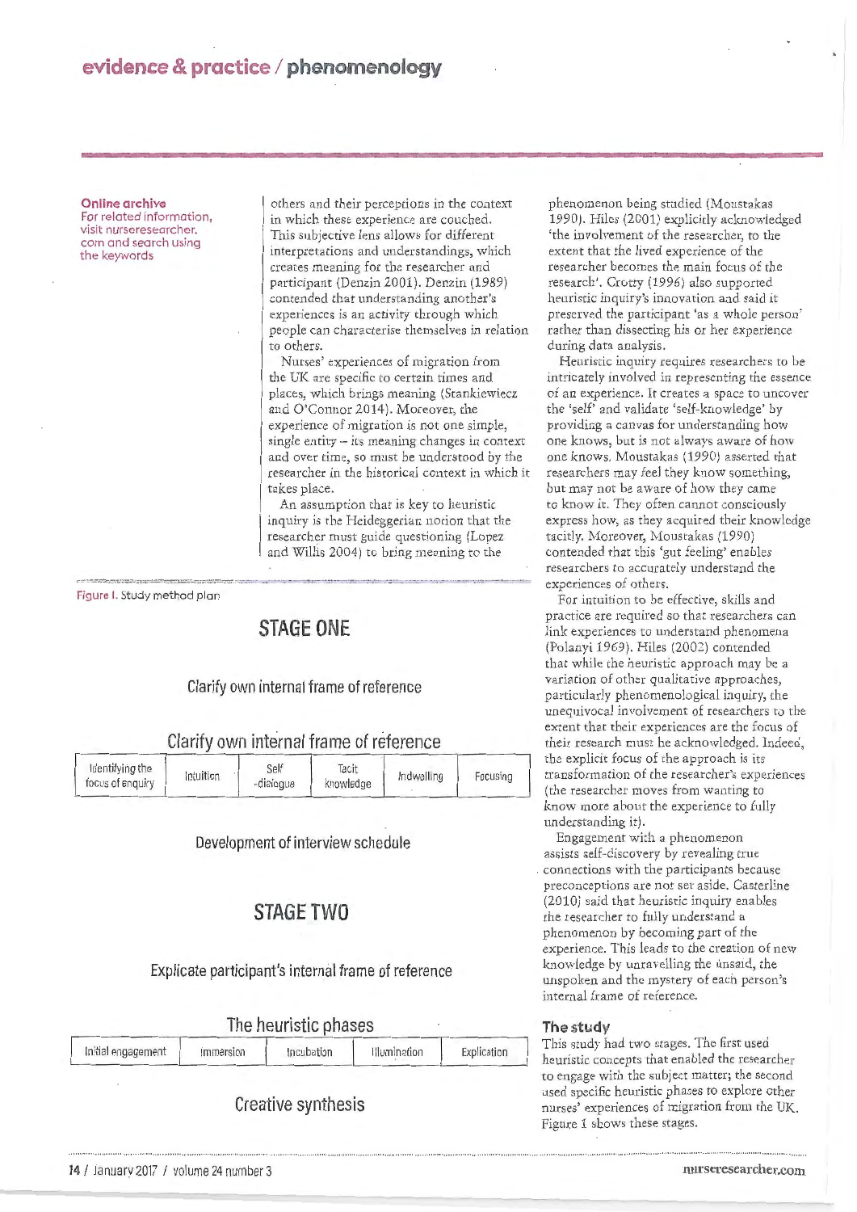**Online archive**
For related information, visit nurseresearcher.com and search using the keywords

others and their perceptions in the context in which these experience are couched. This subjective lens allows for different interpretations and understandings, which creates meaning for the researcher and participant (Denzin 2001). Denzin (1989) contended that understanding another's experiences is an activity through which people can characterise themselves in relation to others.

Nurses' experiences of migration from the UK are specific to certain times and places, which brings meaning (Stankiewiecz and O'Connor 2014). Moreover, the experience of migration is not one simple, single entity – its meaning changes in context and over time, so must be understood by the researcher in the historical context in which it takes place.

An assumption that is key to heuristic inquiry is the Heideggerian notion that the researcher must guide questioning (Lopez and Willis 2004) to bring meaning to the phenomenon being studied (Moustakas 1990). Hiles (2001) explicitly acknowledged 'the involvement of the researcher, to the extent that the lived experience of the researcher becomes the main focus of the research'. Crotty (1996) also supported heuristic inquiry's innovation and said it preserved the participant 'as a whole person' rather than dissecting his or her experience during data analysis.

Heuristic inquiry requires researchers to be intricately involved in representing the essence of an experience. It creates a space to uncover the 'self' and validate 'self-knowledge' by providing a canvas for understanding how one knows, but is not always aware of how one knows. Moustakas (1990) asserted that researchers may feel they know something, but may not be aware of how they came to know it. They often cannot consciously express how, as they acquired their knowledge tacitly. Moreover, Moustakas (1990) contended that this 'gut feeling' enables researchers to accurately understand the experiences of others.

For intuition to be effective, skills and practice are required so that researchers can link experiences to understand phenomena (Polanyi 1969). Hiles (2002) contended that while the heuristic approach may be a variation of other qualitative approaches, particularly phenomenological inquiry, the unequivocal involvement of researchers to the extent that their experiences are the focus of their research must be acknowledged. Indeed, the explicit focus of the approach is its transformation of the researcher's experiences (the researcher moves from wanting to know more about the experience to fully understanding it).

Engagement with a phenomenon assists self-discovery by revealing true connections with the participants because preconceptions are not set aside. Casterline (2010) said that heuristic inquiry enables the researcher to fully understand a phenomenon by becoming part of the experience. This leads to the creation of new knowledge by unravelling the unsaid, the unspoken and the mystery of each person's internal frame of reference.

Figure 1. Study method plan

**STAGE ONE**

Clarify own internal frame of reference

Clarify own internal frame of reference

| Identifying the focus of enquiry | Intuition | Self -dialogue | Tacit knowledge | Indwelling | Focusing |
|---|---|---|---|---|---|

Development of interview schedule

**STAGE TWO**

Explicate participant's internal frame of reference

The heuristic phases

| Initial engagement | Immersion | Incubation | Illumination | Explication |
|---|---|---|---|---|

Creative synthesis

## The study

This study had two stages. The first used heuristic concepts that enabled the researcher to engage with the subject matter; the second used specific heuristic phases to explore other nurses' experiences of migration from the UK. Figure 1 shows these stages.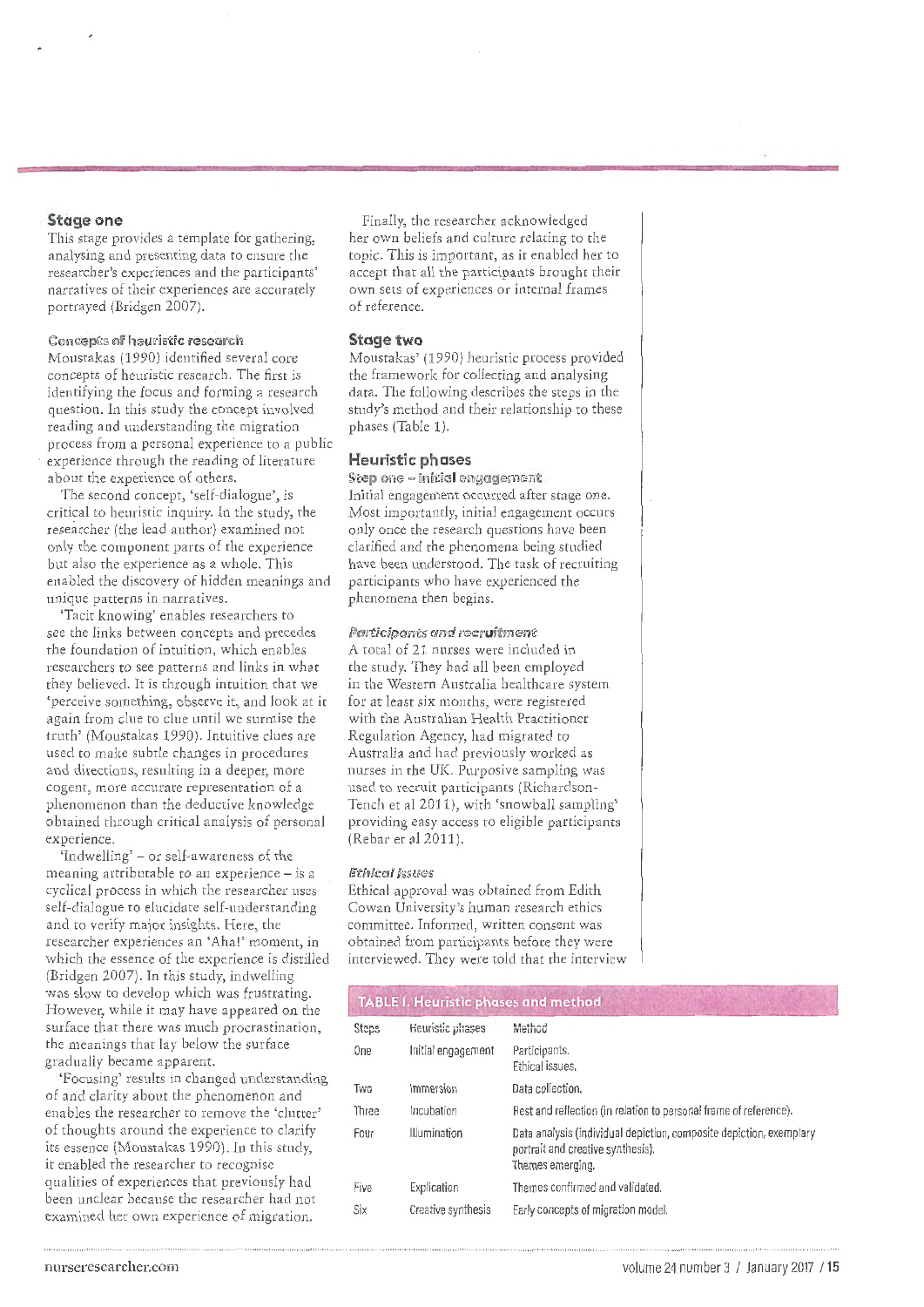## Stage one

This stage provides a template for gathering, analysing and presenting data to ensure the researcher's experiences and the participants' narratives of their experiences are accurately portrayed (Bridgen 2007).

### Concepts of heuristic research

Moustakas (1990) identified several core concepts of heuristic research. The first is identifying the focus and forming a research question. In this study the concept involved reading and understanding the migration process from a personal experience to a public experience through the reading of literature about the experience of others.

The second concept, 'self-dialogue', is critical to heuristic inquiry. In the study, the researcher (the lead author) examined not only the component parts of the experience but also the experience as a whole. This enabled the discovery of hidden meanings and unique patterns in narratives.

'Tacit knowing' enables researchers to see the links between concepts and precedes the foundation of intuition, which enables researchers to see patterns and links in what they believed. It is through intuition that we 'perceive something, observe it, and look at it again from clue to clue until we surmise the truth' (Moustakas 1990). Intuitive clues are used to make subtle changes in procedures and directions, resulting in a deeper, more cogent, more accurate representation of a phenomenon than the deductive knowledge obtained through critical analysis of personal experience.

'Indwelling' – or self-awareness of the meaning attributable to an experience – is a cyclical process in which the researcher uses self-dialogue to elucidate self-understanding and to verify major insights. Here, the researcher experiences an 'Aha!' moment, in which the essence of the experience is distilled (Bridgen 2007). In this study, indwelling was slow to develop which was frustrating. However, while it may have appeared on the surface that there was much procrastination, the meanings that lay below the surface gradually became apparent.

'Focusing' results in changed understanding of and clarity about the phenomenon and enables the researcher to remove the 'clutter' of thoughts around the experience to clarify its essence (Moustakas 1990). In this study, it enabled the researcher to recognise qualities of experiences that previously had been unclear because the researcher had not examined her own experience of migration.

Finally, the researcher acknowledged her own beliefs and culture relating to the topic. This is important, as it enabled her to accept that all the participants brought their own sets of experiences or internal frames of reference.

## Stage two

Moustakas' (1990) heuristic process provided the framework for collecting and analysing data. The following describes the steps in the study's method and their relationship to these phases (Table 1).

## Heuristic phases

### Step one – initial engagement

Initial engagement occurred after stage one. Most importantly, initial engagement occurs only once the research questions have been clarified and the phenomena being studied have been understood. The task of recruiting participants who have experienced the phenomena then begins.

#### *Participants and recruitment*

A total of 21 nurses were included in the study. They had all been employed in the Western Australia healthcare system for at least six months, were registered with the Australian Health Practitioner Regulation Agency, had migrated to Australia and had previously worked as nurses in the UK. Purposive sampling was used to recruit participants (Richardson-Tench et al 2011), with 'snowball sampling' providing easy access to eligible participants (Rebar et al 2011).

#### *Ethical issues*

Ethical approval was obtained from Edith Cowan University's human research ethics committee. Informed, written consent was obtained from participants before they were interviewed. They were told that the interview

**TABLE 1. Heuristic phases and method**

| Steps | Heuristic phases | Method |
|---|---|---|
| One | Initial engagement | Participants. Ethical issues. |
| Two | Immersion | Data collection. |
| Three | Incubation | Rest and reflection (in relation to personal frame of reference). |
| Four | Illumination | Data analysis (individual depiction, composite depiction, exemplary portrait and creative synthesis). Themes emerging. |
| Five | Explication | Themes confirmed and validated. |
| Six | Creative synthesis | Early concepts of migration model. |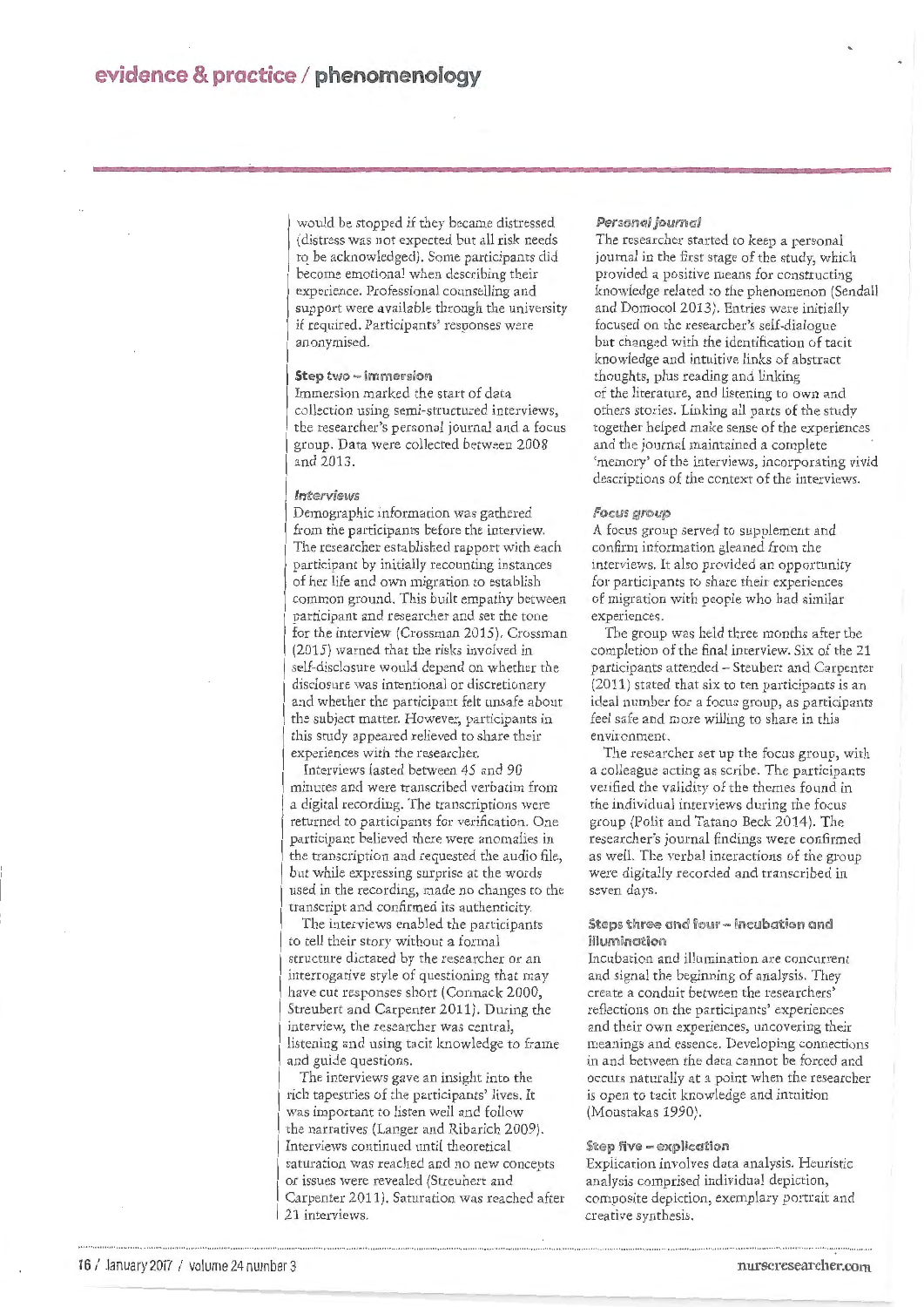would be stopped if they became distressed (distress was not expected but all risk needs to be acknowledged). Some participants did become emotional when describing their experience. Professional counselling and support were available through the university if required. Participants' responses were anonymised.

### Step two – immersion

Immersion marked the start of data collection using semi-structured interviews, the researcher's personal journal and a focus group. Data were collected between 2008 and 2013.

#### *Interviews*

Demographic information was gathered from the participants before the interview. The researcher established rapport with each participant by initially recounting instances of her life and own migration to establish common ground. This built empathy between participant and researcher and set the tone for the interview (Crossman 2015). Crossman (2015) warned that the risks involved in self-disclosure would depend on whether the disclosure was intentional or discretionary and whether the participant felt unsafe about the subject matter. However, participants in this study appeared relieved to share their experiences with the researcher.

Interviews lasted between 45 and 90 minutes and were transcribed verbatim from a digital recording. The transcriptions were returned to participants for verification. One participant believed there were anomalies in the transcription and requested the audio file, but while expressing surprise at the words used in the recording, made no changes to the transcript and confirmed its authenticity.

The interviews enabled the participants to tell their story without a formal structure dictated by the researcher or an interrogative style of questioning that may have cut responses short (Cormack 2000, Streubert and Carpenter 2011). During the interview, the researcher was central, listening and using tacit knowledge to frame and guide questions.

The interviews gave an insight into the rich tapestries of the participants' lives. It was important to listen well and follow the narratives (Langer and Ribarich 2009). Interviews continued until theoretical saturation was reached and no new concepts or issues were revealed (Streubert and Carpenter 2011). Saturation was reached after 21 interviews.

#### *Personal journal*

The researcher started to keep a personal journal in the first stage of the study, which provided a positive means for constructing knowledge related to the phenomenon (Sendall and Domocol 2013). Entries were initially focused on the researcher's self-dialogue but changed with the identification of tacit knowledge and intuitive links of abstract thoughts, plus reading and linking of the literature, and listening to own and others stories. Linking all parts of the study together helped make sense of the experiences and the journal maintained a complete 'memory' of the interviews, incorporating vivid descriptions of the context of the interviews.

#### *Focus group*

A focus group served to supplement and confirm information gleaned from the interviews. It also provided an opportunity for participants to share their experiences of migration with people who had similar experiences.

The group was held three months after the completion of the final interview. Six of the 21 participants attended – Streubert and Carpenter (2011) stated that six to ten participants is an ideal number for a focus group, as participants feel safe and more willing to share in this environment.

The researcher set up the focus group, with a colleague acting as scribe. The participants verified the validity of the themes found in the individual interviews during the focus group (Polit and Tatano Beck 2014). The researcher's journal findings were confirmed as well. The verbal interactions of the group were digitally recorded and transcribed in seven days.

### Steps three and four – incubation and illumination

Incubation and illumination are concurrent and signal the beginning of analysis. They create a conduit between the researchers' reflections on the participants' experiences and their own experiences, uncovering their meanings and essence. Developing connections in and between the data cannot be forced and occurs naturally at a point when the researcher is open to tacit knowledge and intuition (Moustakas 1990).

### Step five – explication

Explication involves data analysis. Heuristic analysis comprised individual depiction, composite depiction, exemplary portrait and creative synthesis.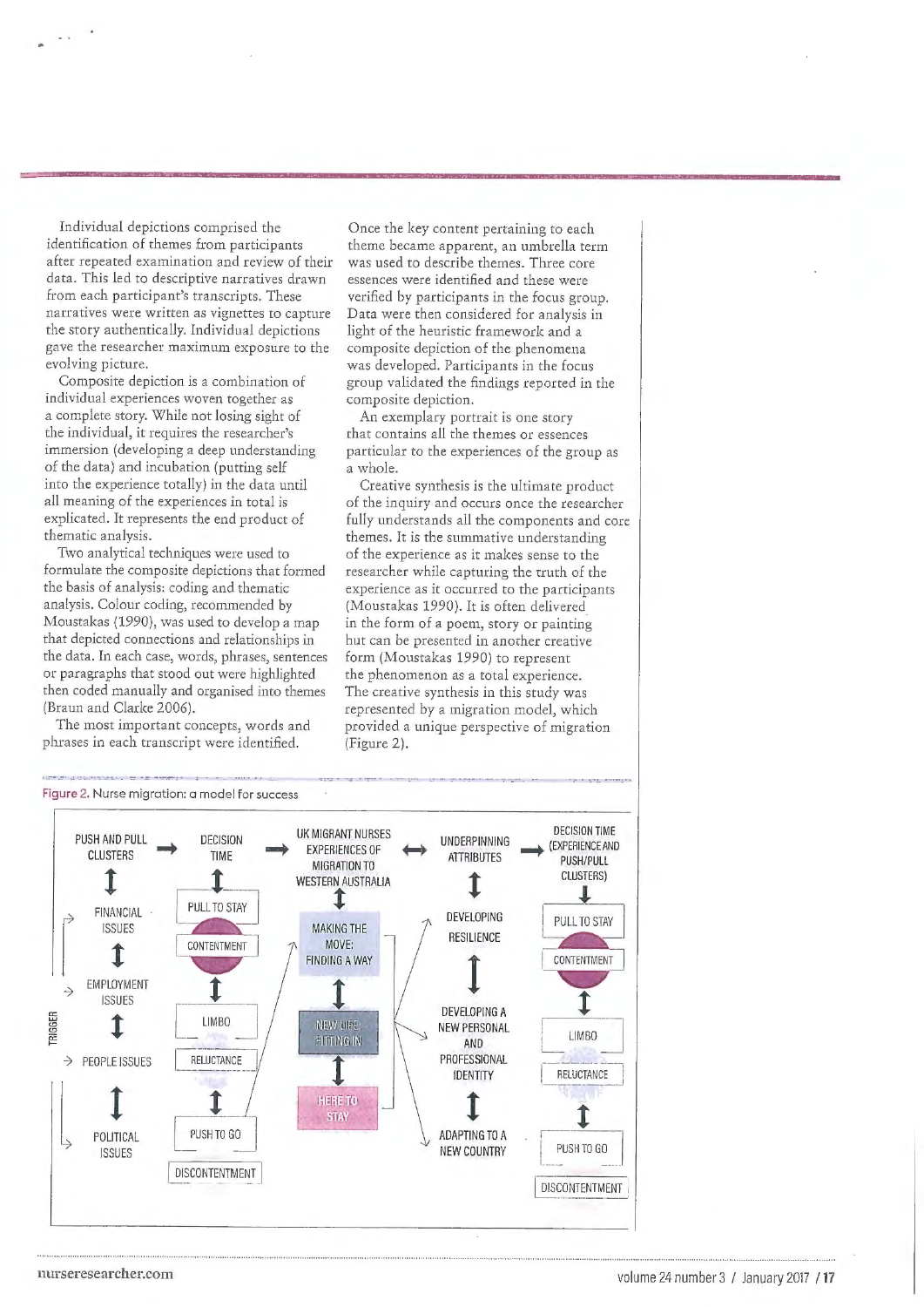Individual depictions comprised the identification of themes from participants after repeated examination and review of their data. This led to descriptive narratives drawn from each participant's transcripts. These narratives were written as vignettes to capture the story authentically. Individual depictions gave the researcher maximum exposure to the evolving picture.

Composite depiction is a combination of individual experiences woven together as a complete story. While not losing sight of the individual, it requires the researcher's immersion (developing a deep understanding of the data) and incubation (putting self into the experience totally) in the data until all meaning of the experiences in total is explicated. It represents the end product of thematic analysis.

Two analytical techniques were used to formulate the composite depictions that formed the basis of analysis: coding and thematic analysis. Colour coding, recommended by Moustakas (1990), was used to develop a map that depicted connections and relationships in the data. In each case, words, phrases, sentences or paragraphs that stood out were highlighted then coded manually and organised into themes (Braun and Clarke 2006).

The most important concepts, words and phrases in each transcript were identified. Once the key content pertaining to each theme became apparent, an umbrella term was used to describe themes. Three core essences were identified and these were verified by participants in the focus group. Data were then considered for analysis in light of the heuristic framework and a composite depiction of the phenomena was developed. Participants in the focus group validated the findings reported in the composite depiction.

An exemplary portrait is one story that contains all the themes or essences particular to the experiences of the group as a whole.

Creative synthesis is the ultimate product of the inquiry and occurs once the researcher fully understands all the components and core themes. It is the summative understanding of the experience as it makes sense to the researcher while capturing the truth of the experience as it occurred to the participants (Moustakas 1990). It is often delivered in the form of a poem, story or painting but can be presented in another creative form (Moustakas 1990) to represent the phenomenon as a total experience. The creative synthesis in this study was represented by a migration model, which provided a unique perspective of migration (Figure 2).

Figure 2. Nurse migration: a model for success

PUSH AND PULL CLUSTERS → DECISION TIME → UK MIGRANT NURSES EXPERIENCES OF MIGRATION TO WESTERN AUSTRALIA ↔ UNDERPINNING ATTRIBUTES → DECISION TIME (EXPERIENCE AND PUSH/PULL CLUSTERS)

TRIGGER: FINANCIAL ISSUES ↕ EMPLOYMENT ISSUES ↕ PEOPLE ISSUES ↕ POLITICAL ISSUES

PULL TO STAY / CONTENTMENT ↕ LIMBO / RELUCTANCE ↕ PUSH TO GO / DISCONTENTMENT

MAKING THE MOVE: FINDING A WAY ↕ NEW LIFE: FITTING IN ↕ HERE TO STAY

DEVELOPING RESILIENCE ↕ DEVELOPING A NEW PERSONAL AND PROFESSIONAL IDENTITY ↕ ADAPTING TO A NEW COUNTRY

PULL TO STAY / CONTENTMENT ↕ LIMBO / RELUCTANCE ↕ PUSH TO GO / DISCONTENTMENT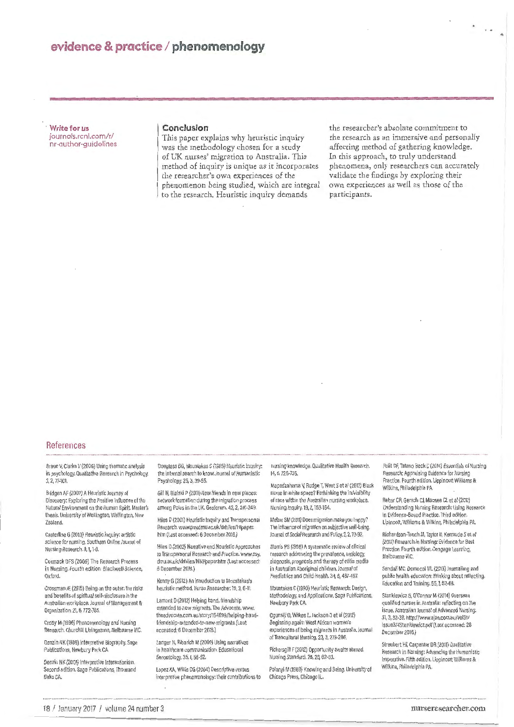Write for us
journals.rcni.com/r/nr-author-guidelines

## Conclusion

This paper explains why heuristic inquiry was the methodology chosen for a study of UK nurses' migration to Australia. This method of inquiry is unique as it incorporates the researcher's own experiences of the phenomenon being studied, which are integral to the research. Heuristic inquiry demands the researcher's absolute commitment to the research as an immersive and personally affecting method of gathering knowledge. In this approach, to truly understand phenomena, only researchers can accurately validate the findings by exploring their own experiences as well as those of the participants.

## References

Braun V, Clarke V (2006) Using thematic analysis in psychology. Qualitative Research in Psychology. 3, 2, 77-101.

Bridgen AF (2007) A Heuristic Journey of Discovery: Exploring the Positive Influence of the Natural Environment on the Human Spirit. Master's thesis. University of Wellington, Wellington, New Zealand.

Casterline G (2010) Heuristic inquiry: artistic science for nursing. Southern Online Journal of Nursing Research. 9, 1, 1-8.

Cormack DFS (2000) The Research Process in Nursing. Fourth edition. Blackwell Science, Oxford.

Crossman JE (2015) Being on the outer: the risks and benefits of spiritual self-disclosure in the Australian workplace. Journal of Management & Organization. 21, 6, 772-785.

Crotty M (1996) Phenomenology and Nursing Research. Churchill Livingstone, Melbourne VIC.

Denzin NK (1989) Interpretive Biography. Sage Publications, Newbury Park CA.

Denzin NK (2001) Interpretive Interactionism. Second edition. Sage Publications, Thousand Oaks CA.

Douglass BG, Moustakas C (1985) Heuristic inquiry: the internal search to know. Journal of Humanistic Psychology. 25, 3, 39-55.

Gill N, Bialski P (2011) New friends in new places: network formation during the migration process among Poles in the UK. Geoforum. 42, 2, 241-249.

Hiles D (2001) Heuristic Inquiry and Transpersonal Research. www.psy.dmu.ac.uk/drhiles/HIpaper.htm (Last accessed: 6 December 2016.)

Hiles D (2002) Narrative and Heuristic Approaches to Transpersonal Research and Practice. www.psy.dmu.ac.uk/drhiles/N&Hpaper.htm (Last accessed: 6 December 2016.)

Kenny G (2012) An introduction to Moustakas's heuristic method. Nurse Researcher. 19, 3, 6-11.

Lamont D (2012) Helping hand, friendship extended to new migrants. The Advocate. www.theadvocate.com.au/story/154699/helping-hand-friendship-extended-to-new-migrants (Last accessed: 6 December 2016.)

Langer N, Ribarich M (2009) Using narratives in healthcare communication. Educational Gerontology. 35, 1, 55-62.

Lopez KA, Willis DG (2004) Descriptive versus interpretive phenomenology: their contributions to nursing knowledge. Qualitative Health Research. 14, 5, 726-735.

Mapedzahama V, Rudge T, West S et al (2012) Black nurse in white space? Rethinking the in/visibility of race within the Australian nursing workplace. Nursing Inquiry. 19, 2, 153-164.

Melzer SM (2011) Does migration make you happy? The influence of migration on subjective well-being. Journal of Social Research and Policy. 2, 2, 73-92.

Morris PS (1998) A systematic review of clinical research addressing the prevalence, aetiology, diagnosis, prognosis and therapy of otitis media in Australian Aboriginal children. Journal of Paediatrics and Child Health. 34, 6, 487-497.

Moustakas C (1990) Heuristic Research: Design, Methodology, and Applications. Sage Publications, Newbury Park CA.

Ogunsiji O, Wilkes L, Jackson D et al (2012) Beginning again: West African women's experiences of being migrants in Australia. Journal of Transcultural Nursing. 23, 3, 279-286.

Pickersgill F (2012) Opportunity awaits abroad. Nursing Standard. 26, 23, 62-63.

Polanyi M (1969) Knowing and Being. University of Chicago Press, Chicago IL.

Polit DF, Tatano Beck C (2014) Essentials of Nursing Research: Appraising Evidence for Nursing Practice. Fourth edition. Lippincott Williams & Wilkins, Philadelphia PA.

Rebar CR, Gersch CJ, Macnee CL et al (2011) Understanding Nursing Research: Using Research in Evidence-Based Practice. Third edition. Lippincott, Williams & Wilkins, Philadelphia PA.

Richardson-Tench M, Taylor B, Kermode S et al (2011) Research in Nursing: Evidence for Best Practice. Fourth edition. Cengage Learning, Melbourne VIC.

Sendall MC, Domocol ML (2013) Journaling and public health education: thinking about reflecting. Education and Training. 55, 1, 52-68.

Stankiewicz G, O'Connor M (2014) Overseas qualified nurses in Australia: reflecting on the issue. Australian Journal of Advanced Nursing. 31, 3, 32-38. http://www.ajan.com.au/vol31/issue3/4Stankiewicz.pdf (Last accessed: 28 December 2016.)

Streubert HJ, Carpenter DR (2011) Qualitative Research in Nursing: Advancing the Humanistic Imperative. Fifth edition. Lippincott Williams & Wilkins, Philadelphia PA.